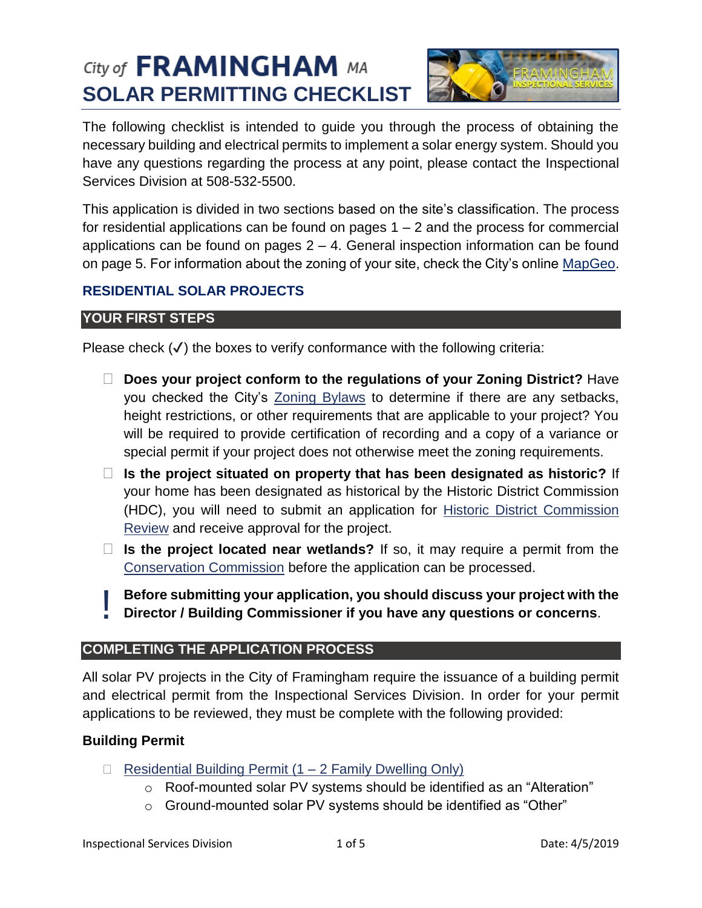# City of FRAMINGHAM MA
# SOLAR PERMITTING CHECKLIST

The following checklist is intended to guide you through the process of obtaining the necessary building and electrical permits to implement a solar energy system. Should you have any questions regarding the process at any point, please contact the Inspectional Services Division at 508-532-5500.

This application is divided in two sections based on the site's classification. The process for residential applications can be found on pages 1 – 2 and the process for commercial applications can be found on pages 2 – 4. General inspection information can be found on page 5. For information about the zoning of your site, check the City's online MapGeo.

## RESIDENTIAL SOLAR PROJECTS

### YOUR FIRST STEPS

Please check (✓) the boxes to verify conformance with the following criteria:

- ☐ **Does your project conform to the regulations of your Zoning District?** Have you checked the City's Zoning Bylaws to determine if there are any setbacks, height restrictions, or other requirements that are applicable to your project? You will be required to provide certification of recording and a copy of a variance or special permit if your project does not otherwise meet the zoning requirements.
- ☐ **Is the project situated on property that has been designated as historic?** If your home has been designated as historical by the Historic District Commission (HDC), you will need to submit an application for Historic District Commission Review and receive approval for the project.
- ☐ **Is the project located near wetlands?** If so, it may require a permit from the Conservation Commission before the application can be processed.

! **Before submitting your application, you should discuss your project with the Director / Building Commissioner if you have any questions or concerns**.

### COMPLETING THE APPLICATION PROCESS

All solar PV projects in the City of Framingham require the issuance of a building permit and electrical permit from the Inspectional Services Division. In order for your permit applications to be reviewed, they must be complete with the following provided:

**Building Permit**

- ☐ Residential Building Permit (1 – 2 Family Dwelling Only)
  - Roof-mounted solar PV systems should be identified as an "Alteration"
  - Ground-mounted solar PV systems should be identified as "Other"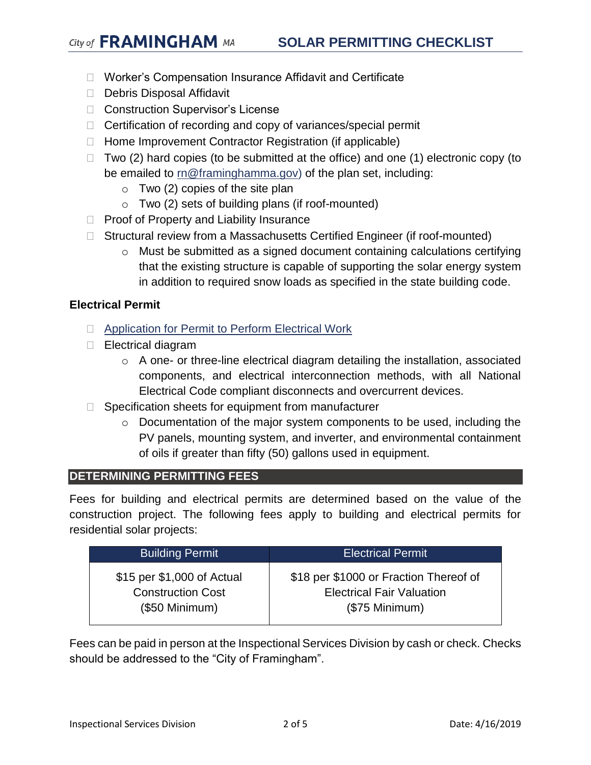- ☐ Worker's Compensation Insurance Affidavit and Certificate
- ☐ Debris Disposal Affidavit
- ☐ Construction Supervisor's License
- ☐ Certification of recording and copy of variances/special permit
- ☐ Home Improvement Contractor Registration (if applicable)
- ☐ Two (2) hard copies (to be submitted at the office) and one (1) electronic copy (to be emailed to rn@framinghamma.gov) of the plan set, including:
  - Two (2) copies of the site plan
  - Two (2) sets of building plans (if roof-mounted)
- ☐ Proof of Property and Liability Insurance
- ☐ Structural review from a Massachusetts Certified Engineer (if roof-mounted)
  - Must be submitted as a signed document containing calculations certifying that the existing structure is capable of supporting the solar energy system in addition to required snow loads as specified in the state building code.

### Electrical Permit

- ☐ Application for Permit to Perform Electrical Work
- ☐ Electrical diagram
  - A one- or three-line electrical diagram detailing the installation, associated components, and electrical interconnection methods, with all National Electrical Code compliant disconnects and overcurrent devices.
- ☐ Specification sheets for equipment from manufacturer
  - Documentation of the major system components to be used, including the PV panels, mounting system, and inverter, and environmental containment of oils if greater than fifty (50) gallons used in equipment.

## DETERMINING PERMITTING FEES

Fees for building and electrical permits are determined based on the value of the construction project. The following fees apply to building and electrical permits for residential solar projects:

| Building Permit | Electrical Permit |
|---|---|
| $15 per $1,000 of Actual Construction Cost ($50 Minimum) | $18 per $1000 or Fraction Thereof of Electrical Fair Valuation ($75 Minimum) |

Fees can be paid in person at the Inspectional Services Division by cash or check. Checks should be addressed to the "City of Framingham".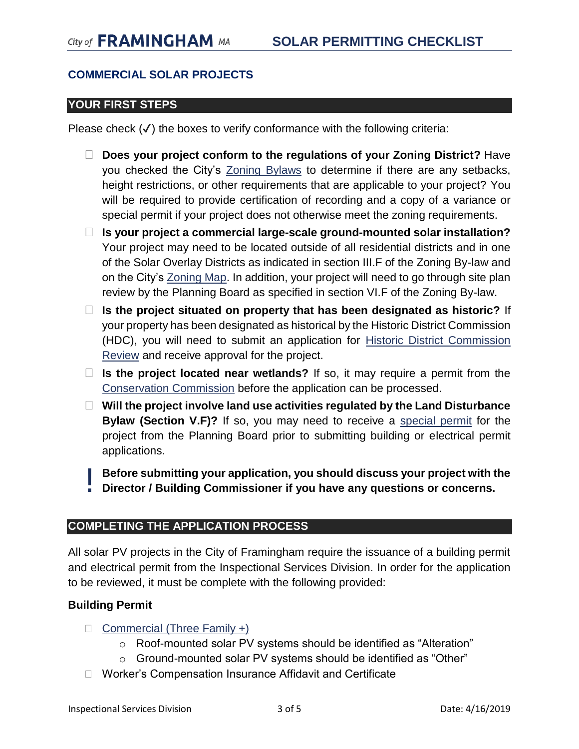## COMMERCIAL SOLAR PROJECTS

### YOUR FIRST STEPS

Please check (✓) the boxes to verify conformance with the following criteria:

- ☐ **Does your project conform to the regulations of your Zoning District?** Have you checked the City's Zoning Bylaws to determine if there are any setbacks, height restrictions, or other requirements that are applicable to your project? You will be required to provide certification of recording and a copy of a variance or special permit if your project does not otherwise meet the zoning requirements.
- ☐ **Is your project a commercial large-scale ground-mounted solar installation?** Your project may need to be located outside of all residential districts and in one of the Solar Overlay Districts as indicated in section III.F of the Zoning By-law and on the City's Zoning Map. In addition, your project will need to go through site plan review by the Planning Board as specified in section VI.F of the Zoning By-law.
- ☐ **Is the project situated on property that has been designated as historic?** If your property has been designated as historical by the Historic District Commission (HDC), you will need to submit an application for Historic District Commission Review and receive approval for the project.
- ☐ **Is the project located near wetlands?** If so, it may require a permit from the Conservation Commission before the application can be processed.
- ☐ **Will the project involve land use activities regulated by the Land Disturbance Bylaw (Section V.F)?** If so, you may need to receive a special permit for the project from the Planning Board prior to submitting building or electrical permit applications.

**! Before submitting your application, you should discuss your project with the Director / Building Commissioner if you have any questions or concerns.**

### COMPLETING THE APPLICATION PROCESS

All solar PV projects in the City of Framingham require the issuance of a building permit and electrical permit from the Inspectional Services Division. In order for the application to be reviewed, it must be complete with the following provided:

**Building Permit**

- ☐ Commercial (Three Family +)
  - Roof-mounted solar PV systems should be identified as "Alteration"
  - Ground-mounted solar PV systems should be identified as "Other"
- ☐ Worker's Compensation Insurance Affidavit and Certificate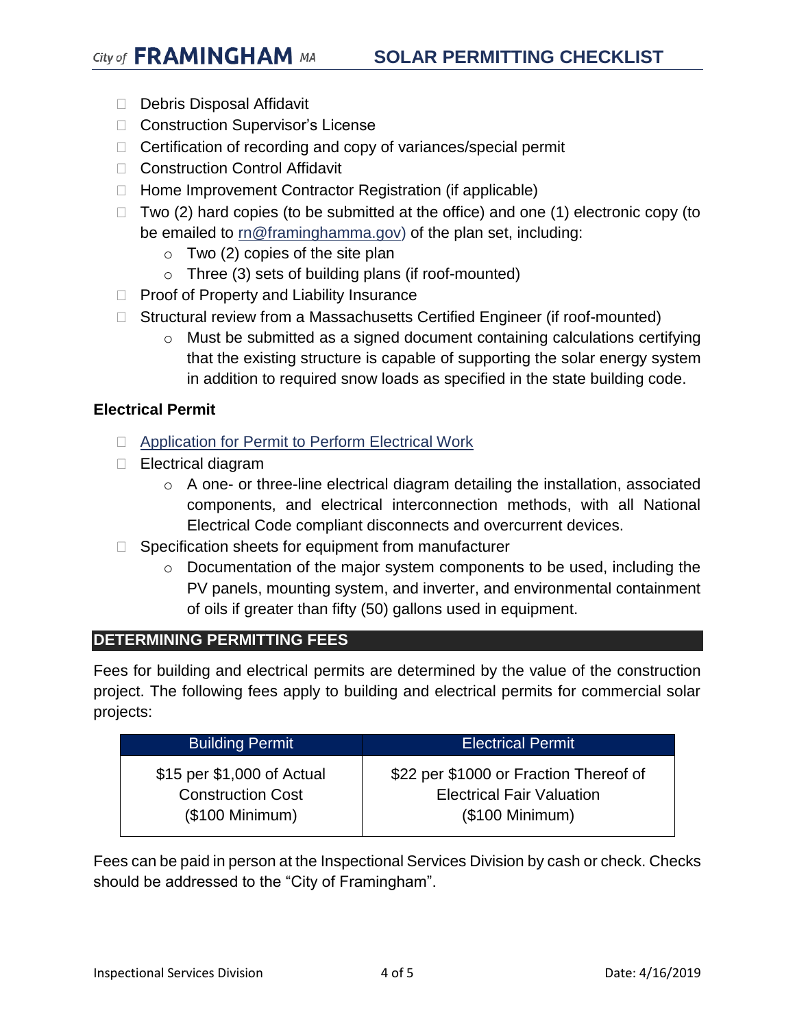- ☐ Debris Disposal Affidavit
- ☐ Construction Supervisor's License
- ☐ Certification of recording and copy of variances/special permit
- ☐ Construction Control Affidavit
- ☐ Home Improvement Contractor Registration (if applicable)
- ☐ Two (2) hard copies (to be submitted at the office) and one (1) electronic copy (to be emailed to rn@framinghamma.gov) of the plan set, including:
  - Two (2) copies of the site plan
  - Three (3) sets of building plans (if roof-mounted)
- ☐ Proof of Property and Liability Insurance
- ☐ Structural review from a Massachusetts Certified Engineer (if roof-mounted)
  - Must be submitted as a signed document containing calculations certifying that the existing structure is capable of supporting the solar energy system in addition to required snow loads as specified in the state building code.

### Electrical Permit

- ☐ Application for Permit to Perform Electrical Work
- ☐ Electrical diagram
  - A one- or three-line electrical diagram detailing the installation, associated components, and electrical interconnection methods, with all National Electrical Code compliant disconnects and overcurrent devices.
- ☐ Specification sheets for equipment from manufacturer
  - Documentation of the major system components to be used, including the PV panels, mounting system, and inverter, and environmental containment of oils if greater than fifty (50) gallons used in equipment.

## DETERMINING PERMITTING FEES

Fees for building and electrical permits are determined by the value of the construction project. The following fees apply to building and electrical permits for commercial solar projects:

| Building Permit | Electrical Permit |
|---|---|
| $15 per $1,000 of Actual Construction Cost ($100 Minimum) | $22 per $1000 or Fraction Thereof of Electrical Fair Valuation ($100 Minimum) |

Fees can be paid in person at the Inspectional Services Division by cash or check. Checks should be addressed to the "City of Framingham".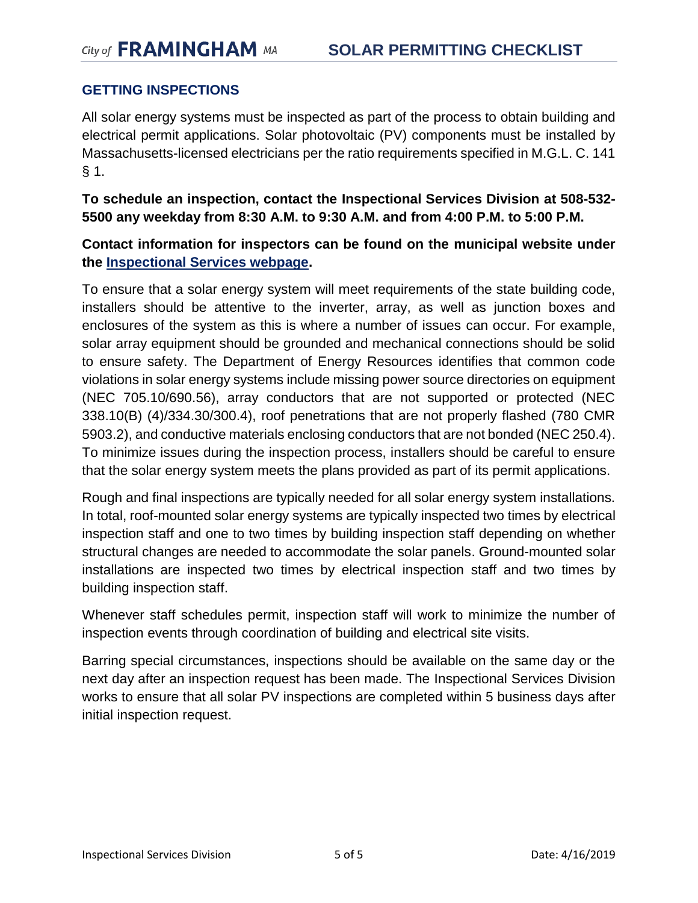## GETTING INSPECTIONS

All solar energy systems must be inspected as part of the process to obtain building and electrical permit applications. Solar photovoltaic (PV) components must be installed by Massachusetts-licensed electricians per the ratio requirements specified in M.G.L. C. 141 § 1.

**To schedule an inspection, contact the Inspectional Services Division at 508-532-5500 any weekday from 8:30 A.M. to 9:30 A.M. and from 4:00 P.M. to 5:00 P.M.**

**Contact information for inspectors can be found on the municipal website under the [Inspectional Services webpage](Inspectional Services webpage).**

To ensure that a solar energy system will meet requirements of the state building code, installers should be attentive to the inverter, array, as well as junction boxes and enclosures of the system as this is where a number of issues can occur. For example, solar array equipment should be grounded and mechanical connections should be solid to ensure safety. The Department of Energy Resources identifies that common code violations in solar energy systems include missing power source directories on equipment (NEC 705.10/690.56), array conductors that are not supported or protected (NEC 338.10(B) (4)/334.30/300.4), roof penetrations that are not properly flashed (780 CMR 5903.2), and conductive materials enclosing conductors that are not bonded (NEC 250.4). To minimize issues during the inspection process, installers should be careful to ensure that the solar energy system meets the plans provided as part of its permit applications.

Rough and final inspections are typically needed for all solar energy system installations. In total, roof-mounted solar energy systems are typically inspected two times by electrical inspection staff and one to two times by building inspection staff depending on whether structural changes are needed to accommodate the solar panels. Ground-mounted solar installations are inspected two times by electrical inspection staff and two times by building inspection staff.

Whenever staff schedules permit, inspection staff will work to minimize the number of inspection events through coordination of building and electrical site visits.

Barring special circumstances, inspections should be available on the same day or the next day after an inspection request has been made. The Inspectional Services Division works to ensure that all solar PV inspections are completed within 5 business days after initial inspection request.